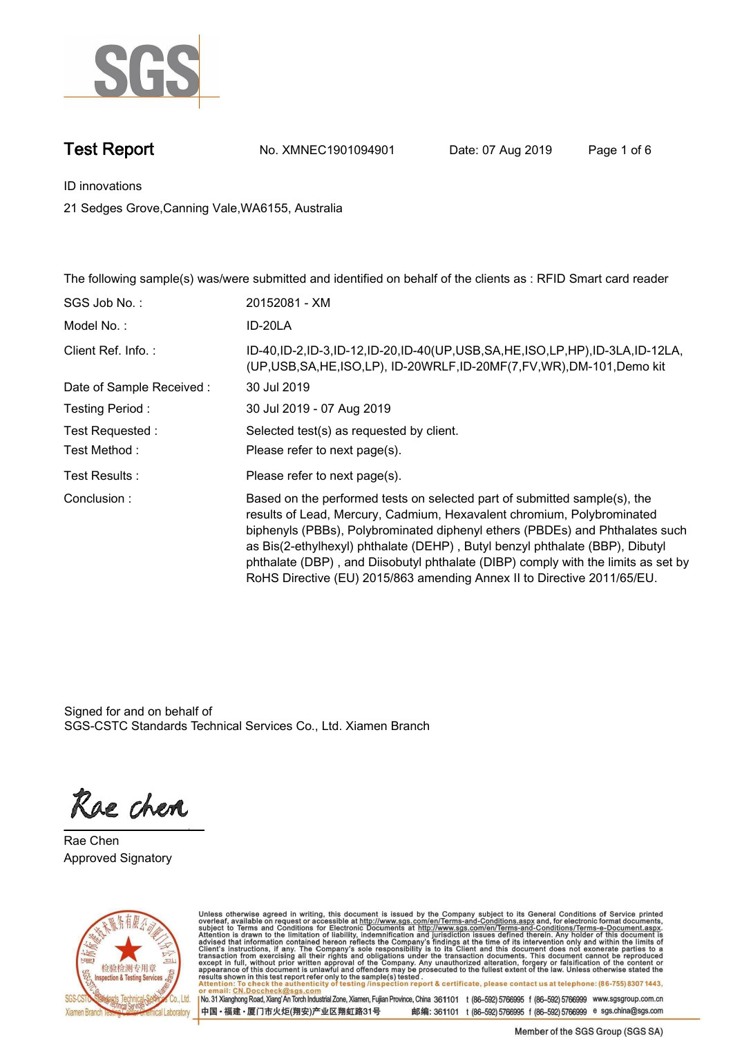# Test Report

No. XMNEC1901094901 Date: 07 Aug 2019

ID innovations

21 Sedges Grove,Canning Vale,WA6155, Australia

The following sample(s) was/were submitted and identified on behalf of the clients as : RFID Smart card reader

| | |
|---|---|
| SGS Job No. : | 20152081 - XM |
| Model No. : | ID-20LA |
| Client Ref. Info. : | ID-40,ID-2,ID-3,ID-12,ID-20,ID-40(UP,USB,SA,HE,ISO,LP,HP),ID-3LA,ID-12LA,(UP,USB,SA,HE,ISO,LP), ID-20WRLF,ID-20MF(7,FV,WR),DM-101,Demo kit |
| Date of Sample Received : | 30 Jul 2019 |
| Testing Period : | 30 Jul 2019 - 07 Aug 2019 |
| Test Requested : | Selected test(s) as requested by client. |
| Test Method : | Please refer to next page(s). |
| Test Results : | Please refer to next page(s). |
| Conclusion : | Based on the performed tests on selected part of submitted sample(s), the results of Lead, Mercury, Cadmium, Hexavalent chromium, Polybrominated biphenyls (PBBs), Polybrominated diphenyl ethers (PBDEs) and Phthalates such as Bis(2-ethylhexyl) phthalate (DEHP) , Butyl benzyl phthalate (BBP), Dibutyl phthalate (DBP) , and Diisobutyl phthalate (DIBP) comply with the limits as set by RoHS Directive (EU) 2015/863 amending Annex II to Directive 2011/65/EU. |

Signed for and on behalf of
SGS-CSTC Standards Technical Services Co., Ltd. Xiamen Branch

Rae Chen

Approved Signatory

Unless otherwise agreed in writing, this document is issued by the Company subject to its General Conditions of Service printed overleaf, available on request or accessible at http://www.sgs.com/en/Terms-and-Conditions.aspx and, for electronic format documents, subject to Terms and Conditions for Electronic Documents at http://www.sgs.com/en/Terms-and-Conditions/Terms-e-Document.aspx. Attention is drawn to the limitation of liability, indemnification and jurisdiction issues defined therein. Any holder of this document is advised that information contained hereon reflects the Company's findings at the time of its intervention only and within the limits of Client's instructions, if any. The Company's sole responsibility is to its Client and this document does not exonerate parties to a transaction from exercising all their rights and obligations under the transaction documents. This document cannot be reproduced except in full, without prior written approval of the Company. Any unauthorized alteration, forgery or falsification of the content or appearance of this document is unlawful and offenders may be prosecuted to the fullest extent of the law. Unless otherwise stated the results shown in this test report refer only to the sample(s) tested .

Attention: To check the authenticity of testing /inspection report & certificate, please contact us at telephone: (86-755) 8307 1443, or email: CN.Doccheck@sgs.com

No. 31 Xianghong Road, Xiang'An Torch Industrial Zone, Xiamen, Fujian Province, China 361101 t (86-592) 5766995 f (86-592) 5766999 www.sgsgroup.com.cn

中国・福建・厦门市火炬(翔安)产业区翔虹路31号 邮编: 361101 t (86-592) 5766995 f (86-592) 5766999 e sgs.china@sgs.com

Member of the SGS Group (SGS SA)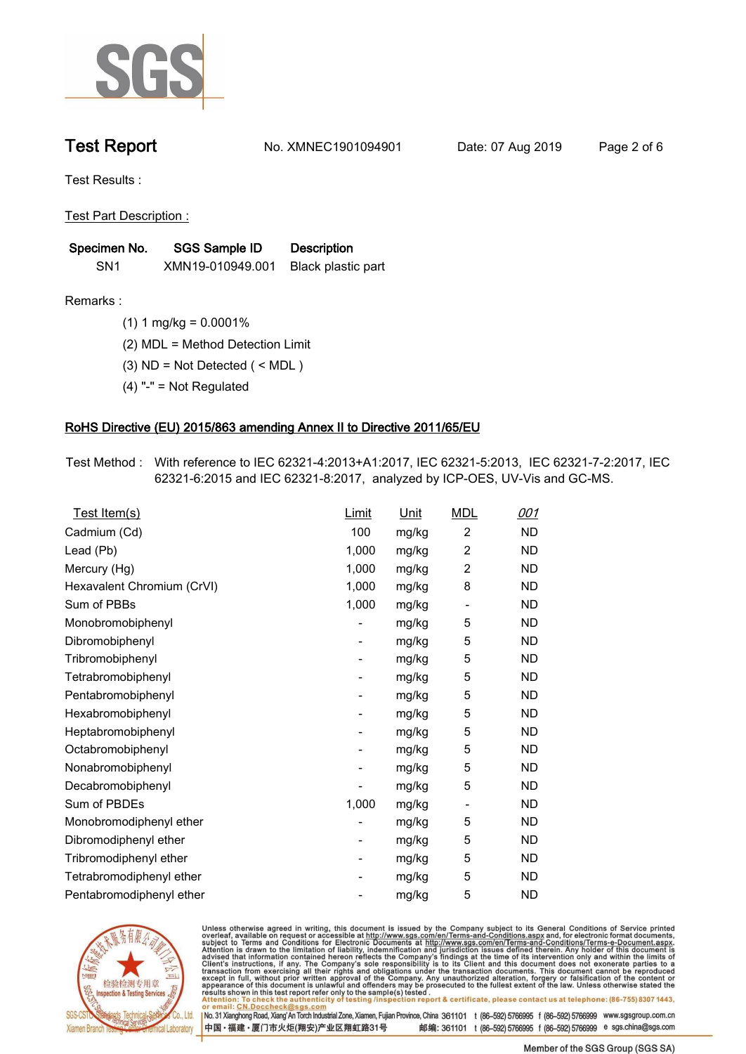# Test Report

No. XMNEC1901094901    Date: 07 Aug 2019

Test Results :

Test Part Description :

| Specimen No. | SGS Sample ID | Description |
|---|---|---|
| SN1 | XMN19-010949.001 | Black plastic part |

Remarks :

(1) 1 mg/kg = 0.0001%

(2) MDL = Method Detection Limit

(3) ND = Not Detected ( < MDL )

(4) "-" = Not Regulated

## RoHS Directive (EU) 2015/863 amending Annex II to Directive 2011/65/EU

Test Method : With reference to IEC 62321-4:2013+A1:2017, IEC 62321-5:2013, IEC 62321-7-2:2017, IEC 62321-6:2015 and IEC 62321-8:2017, analyzed by ICP-OES, UV-Vis and GC-MS.

| Test Item(s) | Limit | Unit | MDL | 001 |
|---|---|---|---|---|
| Cadmium (Cd) | 100 | mg/kg | 2 | ND |
| Lead (Pb) | 1,000 | mg/kg | 2 | ND |
| Mercury (Hg) | 1,000 | mg/kg | 2 | ND |
| Hexavalent Chromium (CrVI) | 1,000 | mg/kg | 8 | ND |
| Sum of PBBs | 1,000 | mg/kg | - | ND |
| Monobromobiphenyl | - | mg/kg | 5 | ND |
| Dibromobiphenyl | - | mg/kg | 5 | ND |
| Tribromobiphenyl | - | mg/kg | 5 | ND |
| Tetrabromobiphenyl | - | mg/kg | 5 | ND |
| Pentabromobiphenyl | - | mg/kg | 5 | ND |
| Hexabromobiphenyl | - | mg/kg | 5 | ND |
| Heptabromobiphenyl | - | mg/kg | 5 | ND |
| Octabromobiphenyl | - | mg/kg | 5 | ND |
| Nonabromobiphenyl | - | mg/kg | 5 | ND |
| Decabromobiphenyl | - | mg/kg | 5 | ND |
| Sum of PBDEs | 1,000 | mg/kg | - | ND |
| Monobromodiphenyl ether | - | mg/kg | 5 | ND |
| Dibromodiphenyl ether | - | mg/kg | 5 | ND |
| Tribromodiphenyl ether | - | mg/kg | 5 | ND |
| Tetrabromodiphenyl ether | - | mg/kg | 5 | ND |
| Pentabromodiphenyl ether | - | mg/kg | 5 | ND |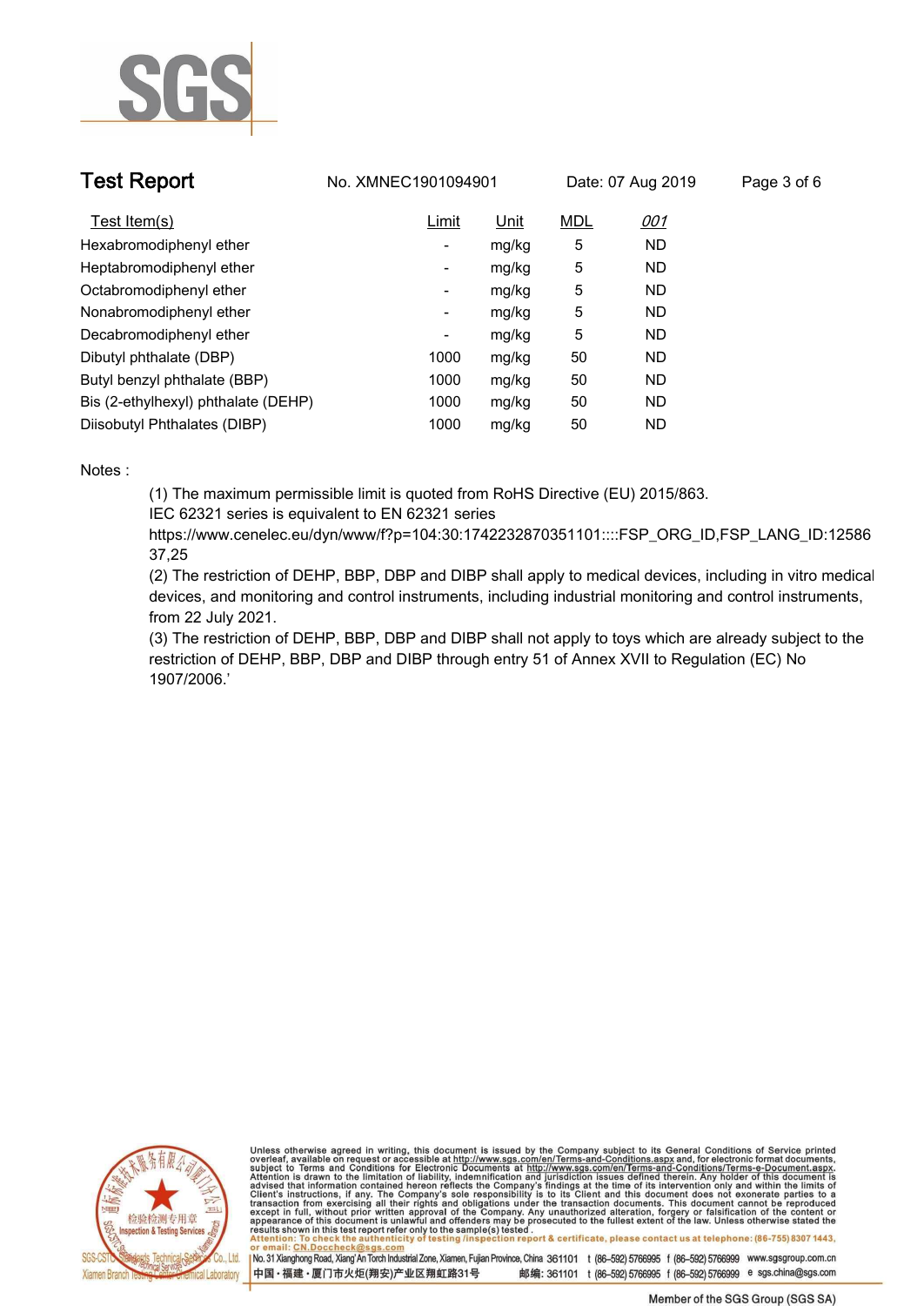# Test Report

No. XMNEC1901094901 Date: 07 Aug 2019

| Test Item(s) | Limit | Unit | MDL | 001 |
|---|---|---|---|---|
| Hexabromodiphenyl ether | - | mg/kg | 5 | ND |
| Heptabromodiphenyl ether | - | mg/kg | 5 | ND |
| Octabromodiphenyl ether | - | mg/kg | 5 | ND |
| Nonabromodiphenyl ether | - | mg/kg | 5 | ND |
| Decabromodiphenyl ether | - | mg/kg | 5 | ND |
| Dibutyl phthalate (DBP) | 1000 | mg/kg | 50 | ND |
| Butyl benzyl phthalate (BBP) | 1000 | mg/kg | 50 | ND |
| Bis (2-ethylhexyl) phthalate (DEHP) | 1000 | mg/kg | 50 | ND |
| Diisobutyl Phthalates (DIBP) | 1000 | mg/kg | 50 | ND |

Notes :

(1) The maximum permissible limit is quoted from RoHS Directive (EU) 2015/863.
IEC 62321 series is equivalent to EN 62321 series
https://www.cenelec.eu/dyn/www/f?p=104:30:1742232870351101::::FSP_ORG_ID,FSP_LANG_ID:1258637,25

(2) The restriction of DEHP, BBP, DBP and DIBP shall apply to medical devices, including in vitro medical devices, and monitoring and control instruments, including industrial monitoring and control instruments, from 22 July 2021.

(3) The restriction of DEHP, BBP, DBP and DIBP shall not apply to toys which are already subject to the restriction of DEHP, BBP, DBP and DIBP through entry 51 of Annex XVII to Regulation (EC) No 1907/2006.'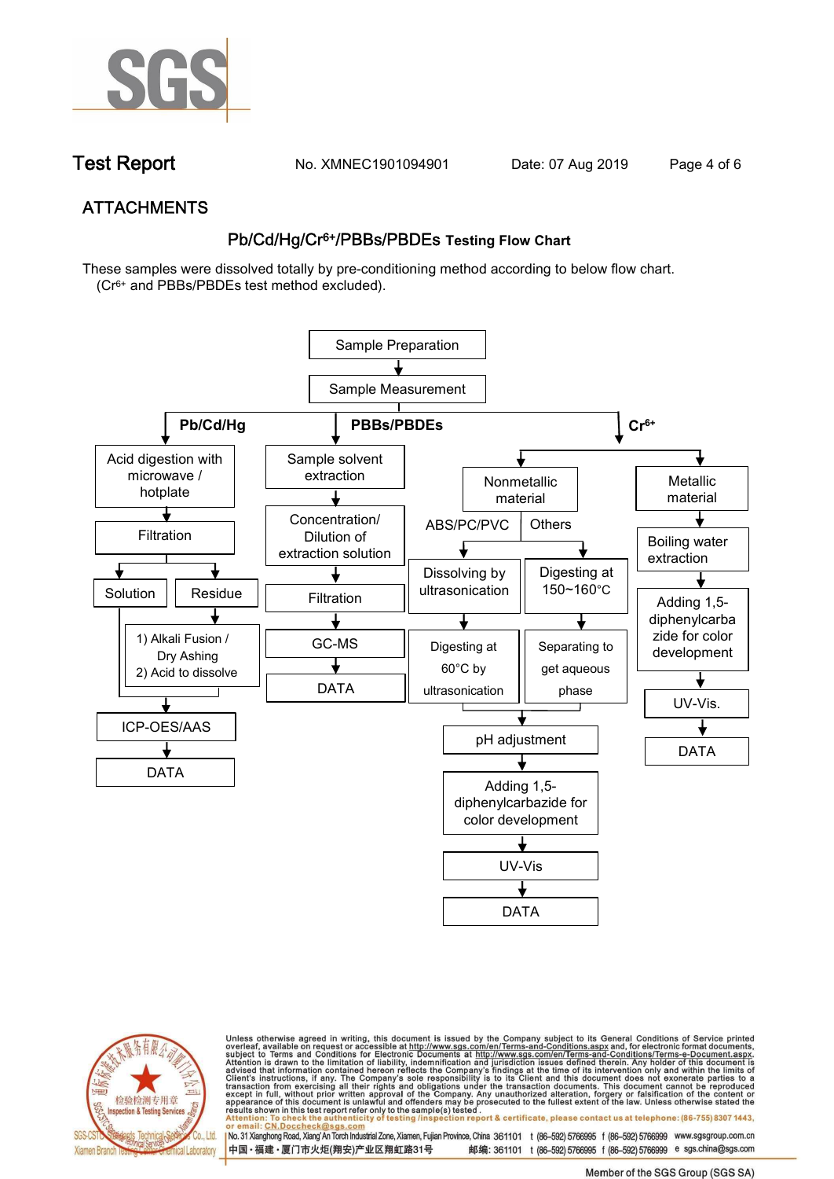## ATTACHMENTS

### Pb/Cd/Hg/$Cr^{6+}$/PBBs/PBDEs Testing Flow Chart

These samples were dissolved totally by pre-conditioning method according to below flow chart.
($Cr^{6+}$ and PBBs/PBDEs test method excluded).

Sample Preparation → Sample Measurement

**Pb/Cd/Hg**

- Acid digestion with microwave / hotplate
- Filtration
  - Solution
  - Residue
    - 1) Alkali Fusion / Dry Ashing
    - 2) Acid to dissolve
- ICP-OES/AAS
- DATA

**PBBs/PBDEs**

- Sample solvent extraction
- Concentration/ Dilution of extraction solution
- Filtration
- GC-MS
- DATA

**$Cr^{6+}$**

- Nonmetallic material
  - ABS/PC/PVC
    - Dissolving by ultrasonication
    - Digesting at 60°C by ultrasonication
  - Others
    - Digesting at 150~160°C
    - Separating to get aqueous phase
  - pH adjustment
  - Adding 1,5-diphenylcarbazide for color development
  - UV-Vis
  - DATA
- Metallic material
  - Boiling water extraction
  - Adding 1,5-diphenylcarbazide for color development
  - UV-Vis.
  - DATA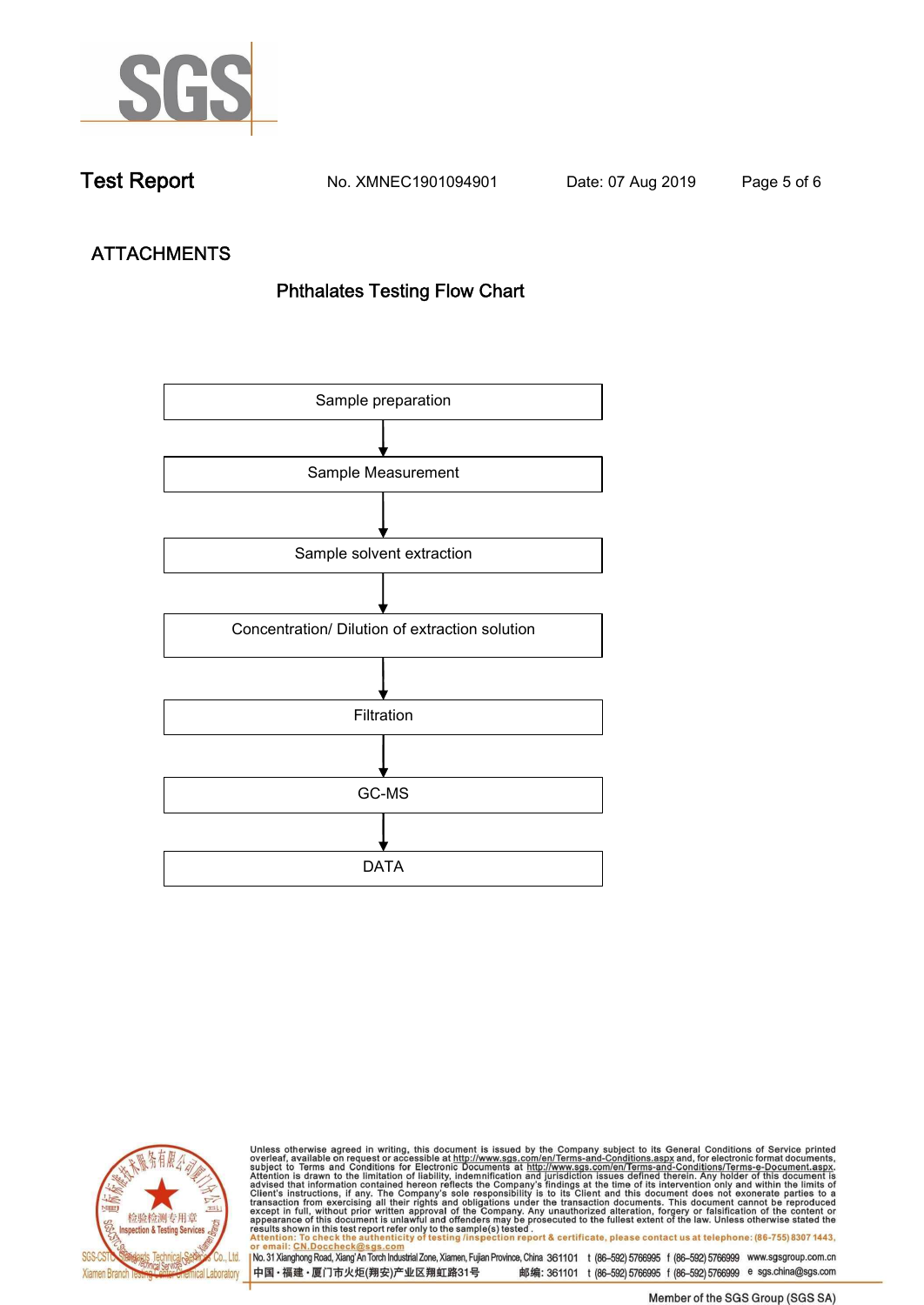## ATTACHMENTS

### Phthalates Testing Flow Chart

Sample preparation

↓

Sample Measurement

↓

Sample solvent extraction

↓

Concentration/ Dilution of extraction solution

↓

Filtration

↓

GC-MS

↓

DATA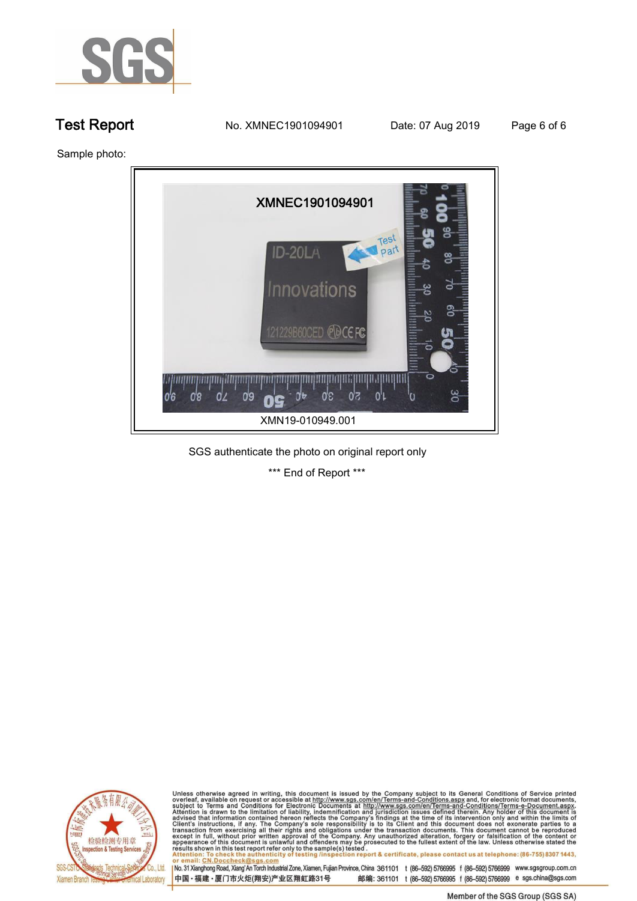Sample photo:

XMNEC1901094901

XMN19-010949.001

SGS authenticate the photo on original report only

*** End of Report ***

Unless otherwise agreed in writing, this document is issued by the Company subject to its General Conditions of Service printed overleaf, available on request or accessible at http://www.sgs.com/en/Terms-and-Conditions.aspx and, for electronic format documents, subject to Terms and Conditions for Electronic Documents at http://www.sgs.com/en/Terms-and-Conditions/Terms-e-Document.aspx. Attention is drawn to the limitation of liability, indemnification and jurisdiction issues defined therein. Any holder of this document is advised that information contained hereon reflects the Company's findings at the time of its intervention only and within the limits of Client's instructions, if any. The Company's sole responsibility is to its Client and this document does not exonerate parties to a transaction from exercising all their rights and obligations under the transaction documents. This document cannot be reproduced except in full, without prior written approval of the Company. Any unauthorized alteration, forgery or falsification of the content or appearance of this document is unlawful and offenders may be prosecuted to the fullest extent of the law. Unless otherwise stated the results shown in this test report refer only to the sample(s) tested .
Attention: To check the authenticity of testing /inspection report & certificate, please contact us at telephone: (86-755) 8307 1443, or email: CN.Doccheck@sgs.com

No. 31 Xianghong Road, Xiang'An Torch Industrial Zone, Xiamen, Fujian Province, China 361101 t (86–592) 5766995 f (86–592) 5766999 www.sgsgroup.com.cn
中国・福建・厦门市火炬(翔安)产业区翔虹路31号 邮编: 361101 t (86–592) 5766995 f (86–592) 5766999 e sgs.china@sgs.com

Member of the SGS Group (SGS SA)